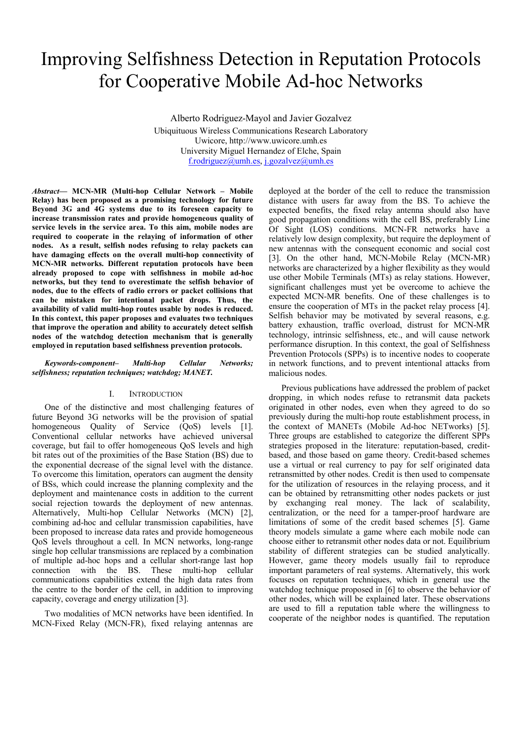# Improving Selfishness Detection in Reputation Protocols for Cooperative Mobile Ad-hoc Networks

Alberto Rodriguez-Mayol and Javier Gozalvez

Ubiquituous Wireless Communications Research Laboratory
Uwicore, http://www.uwicore.umh.es
University Miguel Hernandez of Elche, Spain
f.rodriguez@umh.es, j.gozalvez@umh.es

***Abstract*— MCN-MR (Multi-hop Cellular Network – Mobile Relay) has been proposed as a promising technology for future Beyond 3G and 4G systems due to its foreseen capacity to increase transmission rates and provide homogeneous quality of service levels in the service area. To this aim, mobile nodes are required to cooperate in the relaying of information of other nodes. As a result, selfish nodes refusing to relay packets can have damaging effects on the overall multi-hop connectivity of MCN-MR networks. Different reputation protocols have been already proposed to cope with selfishness in mobile ad-hoc networks, but they tend to overestimate the selfish behavior of nodes, due to the effects of radio errors or packet collisions that can be mistaken for intentional packet drops. Thus, the availability of valid multi-hop routes usable by nodes is reduced. In this context, this paper proposes and evaluates two techniques that improve the operation and ability to accurately detect selfish nodes of the watchdog detection mechanism that is generally employed in reputation based selfishness prevention protocols.**

***Keywords-component– Multi-hop Cellular Networks; selfishness; reputation techniques; watchdog; MANET.***

## I. INTRODUCTION

One of the distinctive and most challenging features of future Beyond 3G networks will be the provision of spatial homogeneous Quality of Service (QoS) levels [1]. Conventional cellular networks have achieved universal coverage, but fail to offer homogeneous QoS levels and high bit rates out of the proximities of the Base Station (BS) due to the exponential decrease of the signal level with the distance. To overcome this limitation, operators can augment the density of BSs, which could increase the planning complexity and the deployment and maintenance costs in addition to the current social rejection towards the deployment of new antennas. Alternatively, Multi-hop Cellular Networks (MCN) [2], combining ad-hoc and cellular transmission capabilities, have been proposed to increase data rates and provide homogeneous QoS levels throughout a cell. In MCN networks, long-range single hop cellular transmissions are replaced by a combination of multiple ad-hoc hops and a cellular short-range last hop connection with the BS. These multi-hop cellular communications capabilities extend the high data rates from the centre to the border of the cell, in addition to improving capacity, coverage and energy utilization [3].

Two modalities of MCN networks have been identified. In MCN-Fixed Relay (MCN-FR), fixed relaying antennas are deployed at the border of the cell to reduce the transmission distance with users far away from the BS. To achieve the expected benefits, the fixed relay antenna should also have good propagation conditions with the cell BS, preferably Line Of Sight (LOS) conditions. MCN-FR networks have a relatively low design complexity, but require the deployment of new antennas with the consequent economic and social cost [3]. On the other hand, MCN-Mobile Relay (MCN-MR) networks are characterized by a higher flexibility as they would use other Mobile Terminals (MTs) as relay stations. However, significant challenges must yet be overcome to achieve the expected MCN-MR benefits. One of these challenges is to ensure the cooperation of MTs in the packet relay process [4]. Selfish behavior may be motivated by several reasons, e.g. battery exhaustion, traffic overload, distrust for MCN-MR technology, intrinsic selfishness, etc., and will cause network performance disruption. In this context, the goal of Selfishness Prevention Protocols (SPPs) is to incentive nodes to cooperate in network functions, and to prevent intentional attacks from malicious nodes.

Previous publications have addressed the problem of packet dropping, in which nodes refuse to retransmit data packets originated in other nodes, even when they agreed to do so previously during the multi-hop route establishment process, in the context of MANETs (Mobile Ad-hoc NETworks) [5]. Three groups are established to categorize the different SPPs strategies proposed in the literature: reputation-based, credit-based, and those based on game theory. Credit-based schemes use a virtual or real currency to pay for self originated data retransmitted by other nodes. Credit is then used to compensate for the utilization of resources in the relaying process, and it can be obtained by retransmitting other nodes packets or just by exchanging real money. The lack of scalability, centralization, or the need for a tamper-proof hardware are limitations of some of the credit based schemes [5]. Game theory models simulate a game where each mobile node can choose either to retransmit other nodes data or not. Equilibrium stability of different strategies can be studied analytically. However, game theory models usually fail to reproduce important parameters of real systems. Alternatively, this work focuses on reputation techniques, which in general use the watchdog technique proposed in [6] to observe the behavior of other nodes, which will be explained later. These observations are used to fill a reputation table where the willingness to cooperate of the neighbor nodes is quantified. The reputation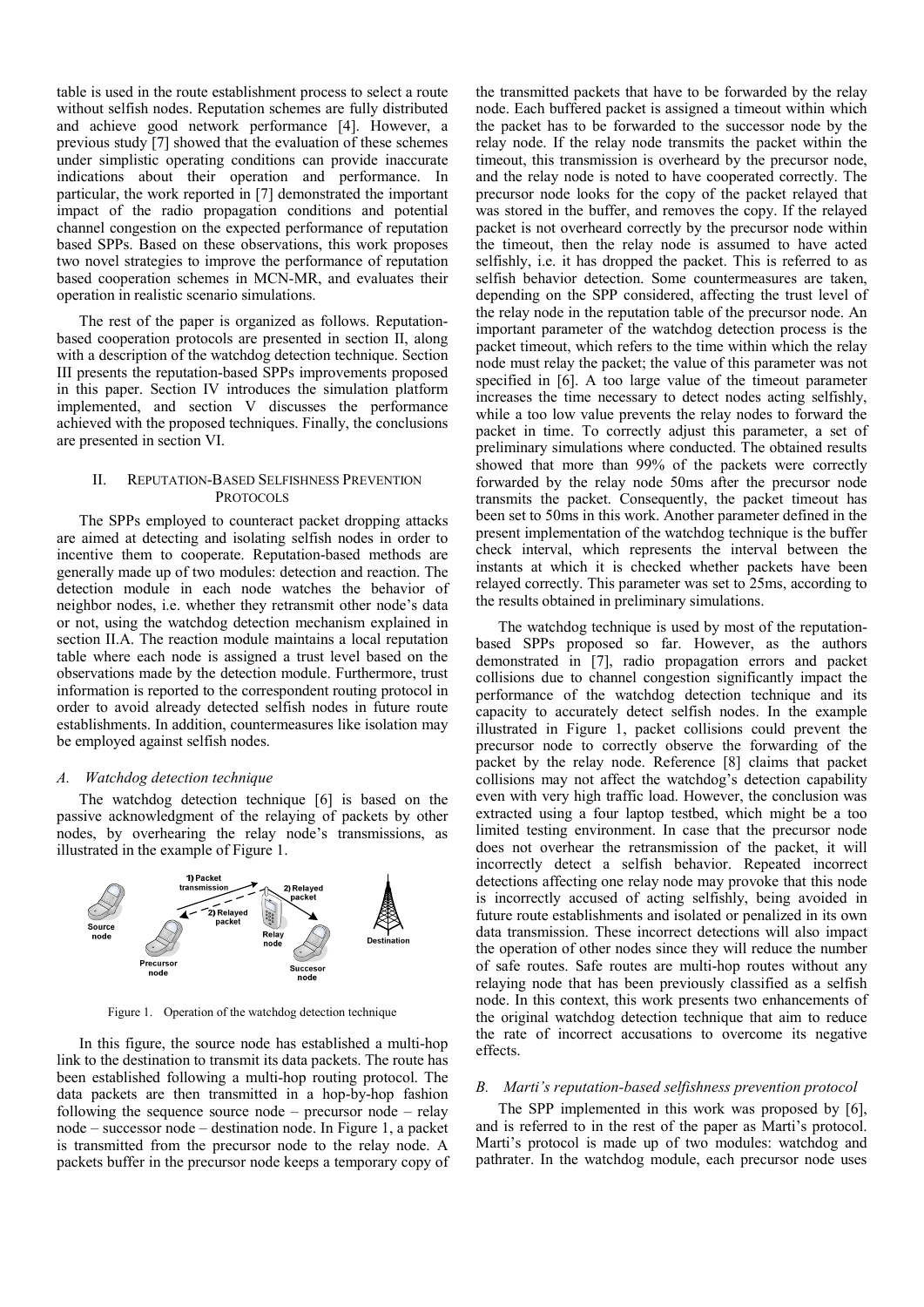table is used in the route establishment process to select a route without selfish nodes. Reputation schemes are fully distributed and achieve good network performance [4]. However, a previous study [7] showed that the evaluation of these schemes under simplistic operating conditions can provide inaccurate indications about their operation and performance. In particular, the work reported in [7] demonstrated the important impact of the radio propagation conditions and potential channel congestion on the expected performance of reputation based SPPs. Based on these observations, this work proposes two novel strategies to improve the performance of reputation based cooperation schemes in MCN-MR, and evaluates their operation in realistic scenario simulations.

The rest of the paper is organized as follows. Reputation-based cooperation protocols are presented in section II, along with a description of the watchdog detection technique. Section III presents the reputation-based SPPs improvements proposed in this paper. Section IV introduces the simulation platform implemented, and section V discusses the performance achieved with the proposed techniques. Finally, the conclusions are presented in section VI.

## II. Reputation-Based Selfishness Prevention Protocols

The SPPs employed to counteract packet dropping attacks are aimed at detecting and isolating selfish nodes in order to incentive them to cooperate. Reputation-based methods are generally made up of two modules: detection and reaction. The detection module in each node watches the behavior of neighbor nodes, i.e. whether they retransmit other node's data or not, using the watchdog detection mechanism explained in section II.A. The reaction module maintains a local reputation table where each node is assigned a trust level based on the observations made by the detection module. Furthermore, trust information is reported to the correspondent routing protocol in order to avoid already detected selfish nodes in future route establishments. In addition, countermeasures like isolation may be employed against selfish nodes.

### *A. Watchdog detection technique*

The watchdog detection technique [6] is based on the passive acknowledgment of the relaying of packets by other nodes, by overhearing the relay node's transmissions, as illustrated in the example of Figure 1.

1) Packet transmission
2) Relayed packet
2) Relayed packet
Source node
Precursor node
Relay node
Succesor node
Destination

Figure 1. Operation of the watchdog detection technique

In this figure, the source node has established a multi-hop link to the destination to transmit its data packets. The route has been established following a multi-hop routing protocol. The data packets are then transmitted in a hop-by-hop fashion following the sequence source node – precursor node – relay node – successor node – destination node. In Figure 1, a packet is transmitted from the precursor node to the relay node. A packets buffer in the precursor node keeps a temporary copy of the transmitted packets that have to be forwarded by the relay node. Each buffered packet is assigned a timeout within which the packet has to be forwarded to the successor node by the relay node. If the relay node transmits the packet within the timeout, this transmission is overheard by the precursor node, and the relay node is noted to have cooperated correctly. The precursor node looks for the copy of the packet relayed that was stored in the buffer, and removes the copy. If the relayed packet is not overheard correctly by the precursor node within the timeout, then the relay node is assumed to have acted selfishly, i.e. it has dropped the packet. This is referred to as selfish behavior detection. Some countermeasures are taken, depending on the SPP considered, affecting the trust level of the relay node in the reputation table of the precursor node. An important parameter of the watchdog detection process is the packet timeout, which refers to the time within which the relay node must relay the packet; the value of this parameter was not specified in [6]. A too large value of the timeout parameter increases the time necessary to detect nodes acting selfishly, while a too low value prevents the relay nodes to forward the packet in time. To correctly adjust this parameter, a set of preliminary simulations where conducted. The obtained results showed that more than 99% of the packets were correctly forwarded by the relay node 50ms after the precursor node transmits the packet. Consequently, the packet timeout has been set to 50ms in this work. Another parameter defined in the present implementation of the watchdog technique is the buffer check interval, which represents the interval between the instants at which it is checked whether packets have been relayed correctly. This parameter was set to 25ms, according to the results obtained in preliminary simulations.

The watchdog technique is used by most of the reputation-based SPPs proposed so far. However, as the authors demonstrated in [7], radio propagation errors and packet collisions due to channel congestion significantly impact the performance of the watchdog detection technique and its capacity to accurately detect selfish nodes. In the example illustrated in Figure 1, packet collisions could prevent the precursor node to correctly observe the forwarding of the packet by the relay node. Reference [8] claims that packet collisions may not affect the watchdog's detection capability even with very high traffic load. However, the conclusion was extracted using a four laptop testbed, which might be a too limited testing environment. In case that the precursor node does not overhear the retransmission of the packet, it will incorrectly detect a selfish behavior. Repeated incorrect detections affecting one relay node may provoke that this node is incorrectly accused of acting selfishly, being avoided in future route establishments and isolated or penalized in its own data transmission. These incorrect detections will also impact the operation of other nodes since they will reduce the number of safe routes. Safe routes are multi-hop routes without any relaying node that has been previously classified as a selfish node. In this context, this work presents two enhancements of the original watchdog detection technique that aim to reduce the rate of incorrect accusations to overcome its negative effects.

### *B. Marti's reputation-based selfishness prevention protocol*

The SPP implemented in this work was proposed by [6], and is referred to in the rest of the paper as Marti's protocol. Marti's protocol is made up of two modules: watchdog and pathrater. In the watchdog module, each precursor node uses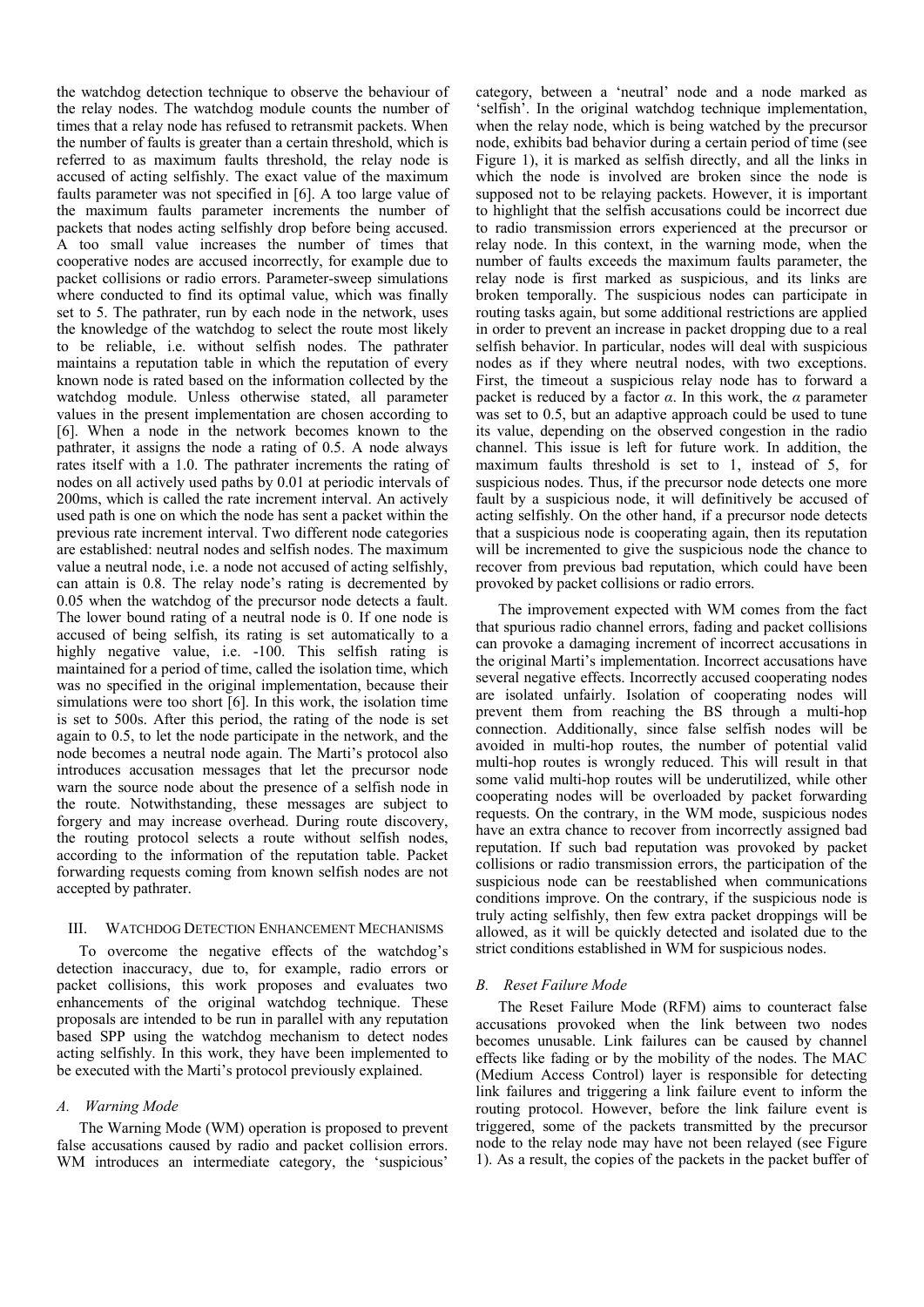the watchdog detection technique to observe the behaviour of the relay nodes. The watchdog module counts the number of times that a relay node has refused to retransmit packets. When the number of faults is greater than a certain threshold, which is referred to as maximum faults threshold, the relay node is accused of acting selfishly. The exact value of the maximum faults parameter was not specified in [6]. A too large value of the maximum faults parameter increments the number of packets that nodes acting selfishly drop before being accused. A too small value increases the number of times that cooperative nodes are accused incorrectly, for example due to packet collisions or radio errors. Parameter-sweep simulations where conducted to find its optimal value, which was finally set to 5. The pathrater, run by each node in the network, uses the knowledge of the watchdog to select the route most likely to be reliable, i.e. without selfish nodes. The pathrater maintains a reputation table in which the reputation of every known node is rated based on the information collected by the watchdog module. Unless otherwise stated, all parameter values in the present implementation are chosen according to [6]. When a node in the network becomes known to the pathrater, it assigns the node a rating of 0.5. A node always rates itself with a 1.0. The pathrater increments the rating of nodes on all actively used paths by 0.01 at periodic intervals of 200ms, which is called the rate increment interval. An actively used path is one on which the node has sent a packet within the previous rate increment interval. Two different node categories are established: neutral nodes and selfish nodes. The maximum value a neutral node, i.e. a node not accused of acting selfishly, can attain is 0.8. The relay node's rating is decremented by 0.05 when the watchdog of the precursor node detects a fault. The lower bound rating of a neutral node is 0. If one node is accused of being selfish, its rating is set automatically to a highly negative value, i.e. -100. This selfish rating is maintained for a period of time, called the isolation time, which was no specified in the original implementation, because their simulations were too short [6]. In this work, the isolation time is set to 500s. After this period, the rating of the node is set again to 0.5, to let the node participate in the network, and the node becomes a neutral node again. The Marti's protocol also introduces accusation messages that let the precursor node warn the source node about the presence of a selfish node in the route. Notwithstanding, these messages are subject to forgery and may increase overhead. During route discovery, the routing protocol selects a route without selfish nodes, according to the information of the reputation table. Packet forwarding requests coming from known selfish nodes are not accepted by pathrater.

## III. Watchdog Detection Enhancement Mechanisms

To overcome the negative effects of the watchdog's detection inaccuracy, due to, for example, radio errors or packet collisions, this work proposes and evaluates two enhancements of the original watchdog technique. These proposals are intended to be run in parallel with any reputation based SPP using the watchdog mechanism to detect nodes acting selfishly. In this work, they have been implemented to be executed with the Marti's protocol previously explained.

### *A. Warning Mode*

The Warning Mode (WM) operation is proposed to prevent false accusations caused by radio and packet collision errors. WM introduces an intermediate category, the 'suspicious' category, between a 'neutral' node and a node marked as 'selfish'. In the original watchdog technique implementation, when the relay node, which is being watched by the precursor node, exhibits bad behavior during a certain period of time (see Figure 1), it is marked as selfish directly, and all the links in which the node is involved are broken since the node is supposed not to be relaying packets. However, it is important to highlight that the selfish accusations could be incorrect due to radio transmission errors experienced at the precursor or relay node. In this context, in the warning mode, when the number of faults exceeds the maximum faults parameter, the relay node is first marked as suspicious, and its links are broken temporally. The suspicious nodes can participate in routing tasks again, but some additional restrictions are applied in order to prevent an increase in packet dropping due to a real selfish behavior. In particular, nodes will deal with suspicious nodes as if they where neutral nodes, with two exceptions. First, the timeout a suspicious relay node has to forward a packet is reduced by a factor $\alpha$. In this work, the $\alpha$ parameter was set to 0.5, but an adaptive approach could be used to tune its value, depending on the observed congestion in the radio channel. This issue is left for future work. In addition, the maximum faults threshold is set to 1, instead of 5, for suspicious nodes. Thus, if the precursor node detects one more fault by a suspicious node, it will definitively be accused of acting selfishly. On the other hand, if a precursor node detects that a suspicious node is cooperating again, then its reputation will be incremented to give the suspicious node the chance to recover from previous bad reputation, which could have been provoked by packet collisions or radio errors.

The improvement expected with WM comes from the fact that spurious radio channel errors, fading and packet collisions can provoke a damaging increment of incorrect accusations in the original Marti's implementation. Incorrect accusations have several negative effects. Incorrectly accused cooperating nodes are isolated unfairly. Isolation of cooperating nodes will prevent them from reaching the BS through a multi-hop connection. Additionally, since false selfish nodes will be avoided in multi-hop routes, the number of potential valid multi-hop routes is wrongly reduced. This will result in that some valid multi-hop routes will be underutilized, while other cooperating nodes will be overloaded by packet forwarding requests. On the contrary, in the WM mode, suspicious nodes have an extra chance to recover from incorrectly assigned bad reputation. If such bad reputation was provoked by packet collisions or radio transmission errors, the participation of the suspicious node can be reestablished when communications conditions improve. On the contrary, if the suspicious node is truly acting selfishly, then few extra packet droppings will be allowed, as it will be quickly detected and isolated due to the strict conditions established in WM for suspicious nodes.

### *B. Reset Failure Mode*

The Reset Failure Mode (RFM) aims to counteract false accusations provoked when the link between two nodes becomes unusable. Link failures can be caused by channel effects like fading or by the mobility of the nodes. The MAC (Medium Access Control) layer is responsible for detecting link failures and triggering a link failure event to inform the routing protocol. However, before the link failure event is triggered, some of the packets transmitted by the precursor node to the relay node may have not been relayed (see Figure 1). As a result, the copies of the packets in the packet buffer of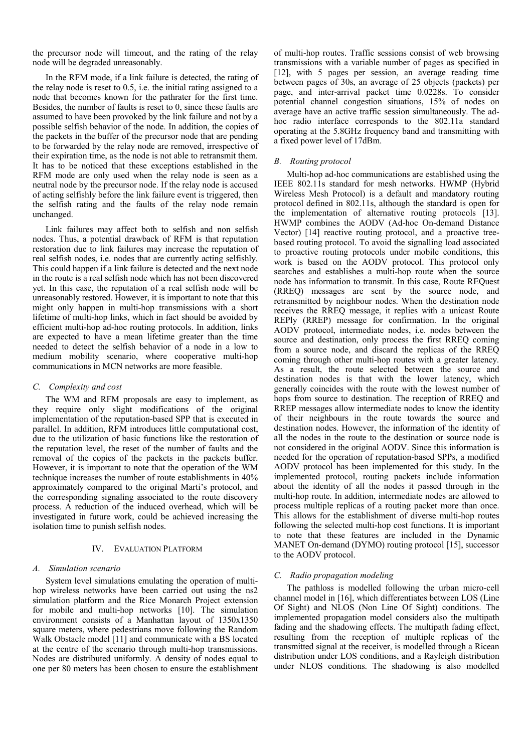the precursor node will timeout, and the rating of the relay node will be degraded unreasonably.

In the RFM mode, if a link failure is detected, the rating of the relay node is reset to 0.5, i.e. the initial rating assigned to a node that becomes known for the pathrater for the first time. Besides, the number of faults is reset to 0, since these faults are assumed to have been provoked by the link failure and not by a possible selfish behavior of the node. In addition, the copies of the packets in the buffer of the precursor node that are pending to be forwarded by the relay node are removed, irrespective of their expiration time, as the node is not able to retransmit them. It has to be noticed that these exceptions established in the RFM mode are only used when the relay node is seen as a neutral node by the precursor node. If the relay node is accused of acting selfishly before the link failure event is triggered, then the selfish rating and the faults of the relay node remain unchanged.

Link failures may affect both to selfish and non selfish nodes. Thus, a potential drawback of RFM is that reputation restoration due to link failures may increase the reputation of real selfish nodes, i.e. nodes that are currently acting selfishly. This could happen if a link failure is detected and the next node in the route is a real selfish node which has not been discovered yet. In this case, the reputation of a real selfish node will be unreasonably restored. However, it is important to note that this might only happen in multi-hop transmissions with a short lifetime of multi-hop links, which in fact should be avoided by efficient multi-hop ad-hoc routing protocols. In addition, links are expected to have a mean lifetime greater than the time needed to detect the selfish behavior of a node in a low to medium mobility scenario, where cooperative multi-hop communications in MCN networks are more feasible.

### *C. Complexity and cost*

The WM and RFM proposals are easy to implement, as they require only slight modifications of the original implementation of the reputation-based SPP that is executed in parallel. In addition, RFM introduces little computational cost, due to the utilization of basic functions like the restoration of the reputation level, the reset of the number of faults and the removal of the copies of the packets in the packets buffer. However, it is important to note that the operation of the WM technique increases the number of route establishments in 40% approximately compared to the original Marti's protocol, and the corresponding signaling associated to the route discovery process. A reduction of the induced overhead, which will be investigated in future work, could be achieved increasing the isolation time to punish selfish nodes.

## IV. EVALUATION PLATFORM

### *A. Simulation scenario*

System level simulations emulating the operation of multi-hop wireless networks have been carried out using the ns2 simulation platform and the Rice Monarch Project extension for mobile and multi-hop networks [10]. The simulation environment consists of a Manhattan layout of 1350x1350 square meters, where pedestrians move following the Random Walk Obstacle model [11] and communicate with a BS located at the centre of the scenario through multi-hop transmissions. Nodes are distributed uniformly. A density of nodes equal to one per 80 meters has been chosen to ensure the establishment of multi-hop routes. Traffic sessions consist of web browsing transmissions with a variable number of pages as specified in [12], with 5 pages per session, an average reading time between pages of 30s, an average of 25 objects (packets) per page, and inter-arrival packet time 0.0228s. To consider potential channel congestion situations, 15% of nodes on average have an active traffic session simultaneously. The ad-hoc radio interface corresponds to the 802.11a standard operating at the 5.8GHz frequency band and transmitting with a fixed power level of 17dBm.

### *B. Routing protocol*

Multi-hop ad-hoc communications are established using the IEEE 802.11s standard for mesh networks. HWMP (Hybrid Wireless Mesh Protocol) is a default and mandatory routing protocol defined in 802.11s, although the standard is open for the implementation of alternative routing protocols [13]. HWMP combines the AODV (Ad-hoc On-demand Distance Vector) [14] reactive routing protocol, and a proactive tree-based routing protocol. To avoid the signalling load associated to proactive routing protocols under mobile conditions, this work is based on the AODV protocol. This protocol only searches and establishes a multi-hop route when the source node has information to transmit. In this case, Route REQuest (RREQ) messages are sent by the source node, and retransmitted by neighbour nodes. When the destination node receives the RREQ message, it replies with a unicast Route REPly (RREP) message for confirmation. In the original AODV protocol, intermediate nodes, i.e. nodes between the source and destination, only process the first RREQ coming from a source node, and discard the replicas of the RREQ coming through other multi-hop routes with a greater latency. As a result, the route selected between the source and destination nodes is that with the lower latency, which generally coincides with the route with the lowest number of hops from source to destination. The reception of RREQ and RREP messages allow intermediate nodes to know the identity of their neighbours in the route towards the source and destination nodes. However, the information of the identity of all the nodes in the route to the destination or source node is not considered in the original AODV. Since this information is needed for the operation of reputation-based SPPs, a modified AODV protocol has been implemented for this study. In the implemented protocol, routing packets include information about the identity of all the nodes it passed through in the multi-hop route. In addition, intermediate nodes are allowed to process multiple replicas of a routing packet more than once. This allows for the establishment of diverse multi-hop routes following the selected multi-hop cost functions. It is important to note that these features are included in the Dynamic MANET On-demand (DYMO) routing protocol [15], successor to the AODV protocol.

### *C. Radio propagation modeling*

The pathloss is modelled following the urban micro-cell channel model in [16], which differentiates between LOS (Line Of Sight) and NLOS (Non Line Of Sight) conditions. The implemented propagation model considers also the multipath fading and the shadowing effects. The multipath fading effect, resulting from the reception of multiple replicas of the transmitted signal at the receiver, is modelled through a Ricean distribution under LOS conditions, and a Rayleigh distribution under NLOS conditions. The shadowing is also modelled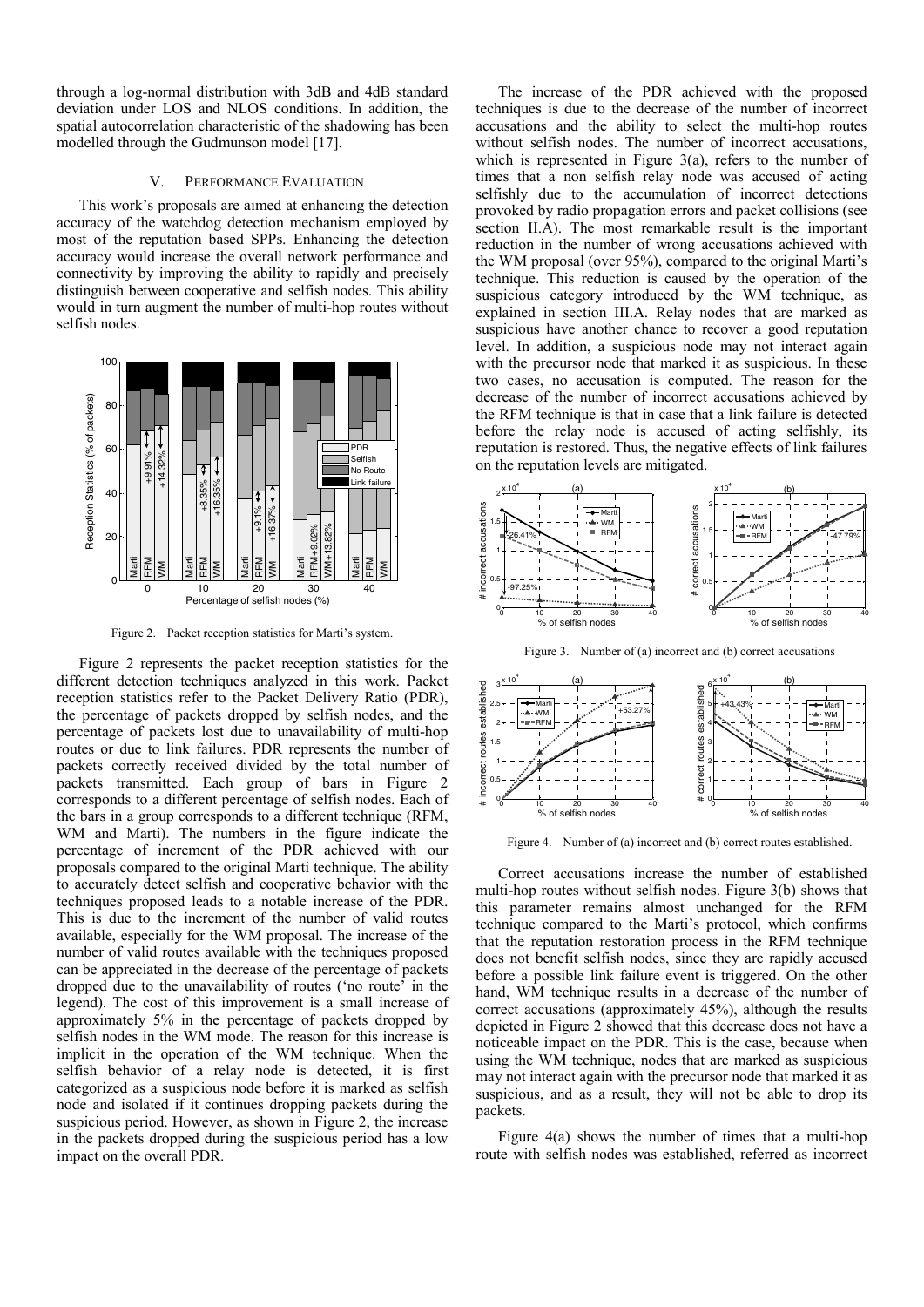through a log-normal distribution with 3dB and 4dB standard deviation under LOS and NLOS conditions. In addition, the spatial autocorrelation characteristic of the shadowing has been modelled through the Gudmunson model [17].

## V. PERFORMANCE EVALUATION

This work's proposals are aimed at enhancing the detection accuracy of the watchdog detection mechanism employed by most of the reputation based SPPs. Enhancing the detection accuracy would increase the overall network performance and connectivity by improving the ability to rapidly and precisely distinguish between cooperative and selfish nodes. This ability would in turn augment the number of multi-hop routes without selfish nodes.

Reception Statistics (% of packets)
100
80
60
40
20
0
Marti RFM WM
+9.91%
+14.32%
+8.35%
+16.35%
+9.1%
+16.37%
RFM+9.02%
WM+13.82%
PDR
Selfish
No Route
Link failure
0 10 20 30 40
Percentage of selfish nodes (%)

Figure 2. Packet reception statistics for Marti's system.

Figure 2 represents the packet reception statistics for the different detection techniques analyzed in this work. Packet reception statistics refer to the Packet Delivery Ratio (PDR), the percentage of packets dropped by selfish nodes, and the percentage of packets lost due to unavailability of multi-hop routes or due to link failures. PDR represents the number of packets correctly received divided by the total number of packets transmitted. Each group of bars in Figure 2 corresponds to a different percentage of selfish nodes. Each of the bars in a group corresponds to a different technique (RFM, WM and Marti). The numbers in the figure indicate the percentage of increment of the PDR achieved with our proposals compared to the original Marti technique. The ability to accurately detect selfish and cooperative behavior with the techniques proposed leads to a notable increase of the PDR. This is due to the increment of the number of valid routes available, especially for the WM proposal. The increase of the number of valid routes available with the techniques proposed can be appreciated in the decrease of the percentage of packets dropped due to the unavailability of routes ('no route' in the legend). The cost of this improvement is a small increase of approximately 5% in the percentage of packets dropped by selfish nodes in the WM mode. The reason for this increase is implicit in the operation of the WM technique. When the selfish behavior of a relay node is detected, it is first categorized as a suspicious node before it is marked as selfish node and isolated if it continues dropping packets during the suspicious period. However, as shown in Figure 2, the increase in the packets dropped during the suspicious period has a low impact on the overall PDR.

The increase of the PDR achieved with the proposed techniques is due to the decrease of the number of incorrect accusations and the ability to select the multi-hop routes without selfish nodes. The number of incorrect accusations, which is represented in Figure 3(a), refers to the number of times that a non selfish relay node was accused of acting selfishly due to the accumulation of incorrect detections provoked by radio propagation errors and packet collisions (see section II.A). The most remarkable result is the important reduction in the number of wrong accusations achieved with the WM proposal (over 95%), compared to the original Marti's technique. This reduction is caused by the operation of the suspicious category introduced by the WM technique, as explained in section III.A. Relay nodes that are marked as suspicious have another chance to recover a good reputation level. In addition, a suspicious node may not interact again with the precursor node that marked it as suspicious. In these two cases, no accusation is computed. The reason for the decrease of the number of incorrect accusations achieved by the RFM technique is that in case that a link failure is detected before the relay node is accused of acting selfishly, its reputation is restored. Thus, the negative effects of link failures on the reputation levels are mitigated.

(a)
x 10^4
# incorrect accusations
-26.41%
-97.25%
Marti
WM
RFM
% of selfish nodes

(b)
x 10^4
# correct accusations
-47.79%
Marti
WM
RFM
% of selfish nodes

Figure 3. Number of (a) incorrect and (b) correct accusations

(a)
x 10^4
# incorrect routes established
+53.27%
Marti
WM
RFM
% of selfish nodes

(b)
x 10^4
# correct routes established
+43.43%
Marti
WM
RFM
% of selfish nodes

Figure 4. Number of (a) incorrect and (b) correct routes established.

Correct accusations increase the number of established multi-hop routes without selfish nodes. Figure 3(b) shows that this parameter remains almost unchanged for the RFM technique compared to the Marti's protocol, which confirms that the reputation restoration process in the RFM technique does not benefit selfish nodes, since they are rapidly accused before a possible link failure event is triggered. On the other hand, WM technique results in a decrease of the number of correct accusations (approximately 45%), although the results depicted in Figure 2 showed that this decrease does not have a noticeable impact on the PDR. This is the case, because when using the WM technique, nodes that are marked as suspicious may not interact again with the precursor node that marked it as suspicious, and as a result, they will not be able to drop its packets.

Figure 4(a) shows the number of times that a multi-hop route with selfish nodes was established, referred as incorrect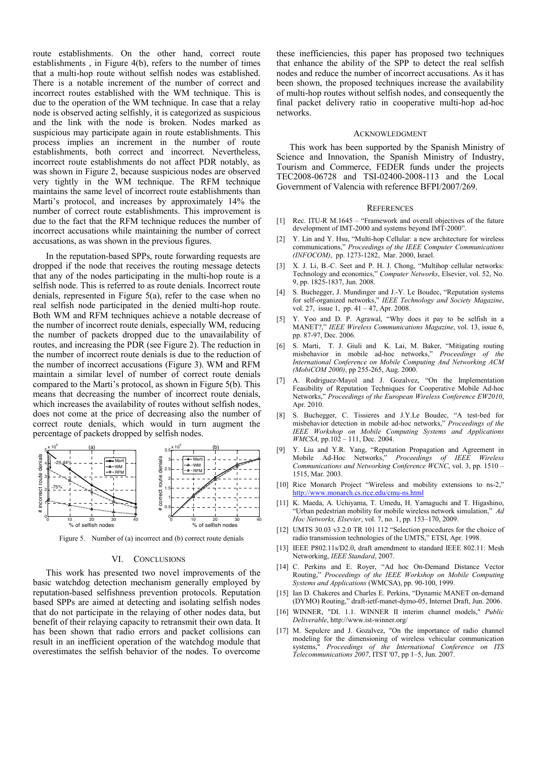route establishments. On the other hand, correct route establishments , in Figure 4(b), refers to the number of times that a multi-hop route without selfish nodes was established. There is a notable increment of the number of correct and incorrect routes established with the WM technique. This is due to the operation of the WM technique. In case that a relay node is observed acting selfishly, it is categorized as suspicious and the link with the node is broken. Nodes marked as suspicious may participate again in route establishments. This process implies an increment in the number of route establishments, both correct and incorrect. Nevertheless, incorrect route establishments do not affect PDR notably, as was shown in Figure 2, because suspicious nodes are observed very tightly in the WM technique. The RFM technique maintains the same level of incorrect route establishments than Marti's protocol, and increases by approximately 14% the number of correct route establishments. This improvement is due to the fact that the RFM technique reduces the number of incorrect accusations while maintaining the number of correct accusations, as was shown in the previous figures.

In the reputation-based SPPs, route forwarding requests are dropped if the node that receives the routing message detects that any of the nodes participating in the multi-hop route is a selfish node. This is referred to as route denials. Incorrect route denials, represented in Figure 5(a), refer to the case when no real selfish node participated in the denied multi-hop route. Both WM and RFM techniques achieve a notable decrease of the number of incorrect route denials, especially WM, reducing the number of packets dropped due to the unavailability of routes, and increasing the PDR (see Figure 2). The reduction in the number of incorrect route denials is due to the reduction of the number of incorrect accusations (Figure 3). WM and RFM maintain a similar level of number of correct route denials compared to the Marti's protocol, as shown in Figure 5(b). This means that decreasing the number of incorrect route denials, which increases the availability of routes without selfish nodes, does not come at the price of decreasing also the number of correct route denials, which would in turn augment the percentage of packets dropped by selfish nodes.

(a)
x 10^5
# incorrect route denials
-25.44%
-75%
Marti
WM
RFM
% of selfish nodes

(b)
x 10^5
# correct route denials
Marti
WM
RFM
% of selfish nodes

Figure 5. Number of (a) incorrect and (b) correct route denials

## VI. Conclusions

This work has presented two novel improvements of the basic watchdog detection mechanism generally employed by reputation-based selfishness prevention protocols. Reputation based SPPs are aimed at detecting and isolating selfish nodes that do not participate in the relaying of other nodes data, but benefit of their relaying capacity to retransmit their own data. It has been shown that radio errors and packet collisions can result in an inefficient operation of the watchdog module that overestimates the selfish behavior of the nodes. To overcome these inefficiencies, this paper has proposed two techniques that enhance the ability of the SPP to detect the real selfish nodes and reduce the number of incorrect accusations. As it has been shown, the proposed techniques increase the availability of multi-hop routes without selfish nodes, and consequently the final packet delivery ratio in cooperative multi-hop ad-hoc networks.

## Acknowledgment

This work has been supported by the Spanish Ministry of Science and Innovation, the Spanish Ministry of Industry, Tourism and Commerce, FEDER funds under the projects TEC2008-06728 and TSI-02400-2008-113 and the Local Government of Valencia with reference BFPI/2007/269.

## References

[1] Rec. ITU-R M.1645 – "Framework and overall objectives of the future development of IMT-2000 and systems beyond IMT-2000".

[2] Y. Lin and Y. Hsu, "Multi-hop Cellular: a new architecture for wireless communications," *Proceedings of the IEEE Computer Communications (INFOCOM)*, pp. 1273-1282, Mar. 2000, Israel.

[3] X. J. Li, B.-C. Seet and P. H. J. Chong, "Multihop cellular networks: Technology and economics," *Computer Networks*, Elsevier, vol. 52, No. 9, pp. 1825-1837, Jun. 2008.

[4] S. Buchegger, J. Mundinger and J.-Y. Le Boudec, "Reputation systems for self-organized networks," *IEEE Technology and Society Magazine*, vol. 27, issue 1, pp. 41 – 47, Apr. 2008.

[5] Y. Yoo and D. P. Agrawal, "Why does it pay to be selfish in a MANET?," *IEEE Wireless Communications Magazine*, vol. 13, issue 6, pp. 87-97, Dec. 2006.

[6] S. Marti, T. J. Giuli and K. Lai, M. Baker, "Mitigating routing misbehavior in mobile ad-hoc networks," *Proceedings of the International Conference on Mobile Computing And Networking ACM (MobiCOM 2000)*, pp 255-265, Aug. 2000.

[7] A. Rodriguez-Mayol and J. Gozalvez, "On the Implementation Feasibility of Reputation Techniques for Cooperative Mobile Ad-hoc Networks," *Proceedings of the European Wireless Conference EW2010*, Apr. 2010.

[8] S. Buchegger, C. Tissieres and J.Y.Le Boudec, "A test-bed for misbehavior detection in mobile ad-hoc networks," *Proceedings of the IEEE Workshop on Mobile Computing Systems and Applications WMCSA,* pp.102 – 111, Dec. 2004.

[9] Y. Liu and Y.R. Yang, "Reputation Propagation and Agreement in Mobile Ad-Hoc Networks," *Proceedings of IEEE Wireless Communications and Networking Conference WCNC*, vol. 3, pp. 1510 – 1515, Mar. 2003.

[10] Rice Monarch Project "Wireless and mobility extensions to ns-2," http://www.monarch.cs.rice.edu/cmu-ns.html

[11] K. Maeda, A. Uchiyama, T. Umedu, H. Yamaguchi and T. Higashino, "Urban pedestrian mobility for mobile wireless network simulation," *Ad Hoc Networks, Elsevier*, vol. 7, no. 1, pp. 153–170, 2009.

[12] UMTS 30.03 v3.2.0 TR 101 112 "Selection procedures for the choice of radio transmission technologies of the UMTS," ETSI, Apr. 1998.

[13] IEEE P802.11s/D2.0, draft amendment to standard IEEE 802.11: Mesh Networking, *IEEE Standard*, 2007.

[14] C. Perkins and E. Royer, "Ad hoc On-Demand Distance Vector Routing," *Proceedings of the IEEE Workshop on Mobile Computing Systems and Applications* (WMCSA), pp. 90-100, 1999.

[15] Ian D. Chakeres and Charles E. Perkins, "Dynamic MANET on-demand (DYMO) Routing," draft-ietf-manet-dymo-05, Internet Draft, Jun. 2006.

[16] WINNER, "DI. 1.1. WINNER II interim channel models," *Public Deliverable*, http://www.ist-winner.org/

[17] M. Sepulcre and J. Gozalvez, "On the importance of radio channel modeling for the dimensioning of wireless vehicular communication systems," *Proceedings of the International Conference on ITS Telecommunications 2007*, ITST '07, pp 1–5, Jun. 2007.